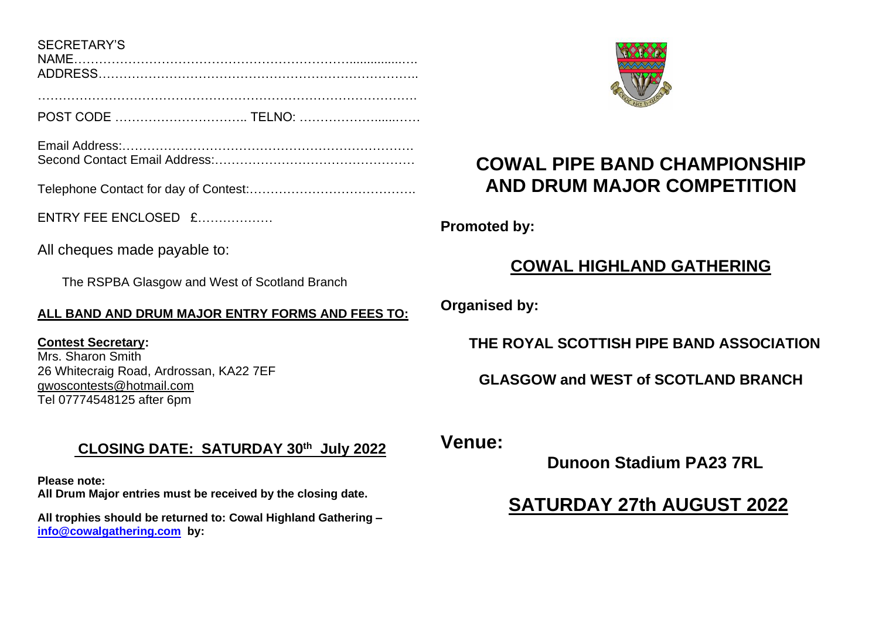SECRETARY'S
NAME……………………………………………………………..............….
ADDRESS…………………………………………………………………..

……………………………………………………………………………….

POST CODE ………………………….. TELNO: ……………….......……

Email Address:……………………………………………………………
Second Contact Email Address:…………………………………………

Telephone Contact for day of Contest:………………………………….

ENTRY FEE ENCLOSED £………………

All cheques made payable to:

The RSPBA Glasgow and West of Scotland Branch

**ALL BAND AND DRUM MAJOR ENTRY FORMS AND FEES TO:**

**Contest Secretary:**
Mrs. Sharon Smith
26 Whitecraig Road, Ardrossan, KA22 7EF
gwoscontests@hotmail.com
Tel 07774548125 after 6pm

## CLOSING DATE: SATURDAY 30th July 2022

**Please note:**
**All Drum Major entries must be received by the closing date.**

**All trophies should be returned to: Cowal Highland Gathering – info@cowalgathering.com by:**

# COWAL PIPE BAND CHAMPIONSHIP AND DRUM MAJOR COMPETITION

**Promoted by:**

## COWAL HIGHLAND GATHERING

**Organised by:**

**THE ROYAL SCOTTISH PIPE BAND ASSOCIATION**

**GLASGOW and WEST of SCOTLAND BRANCH**

**Venue:**

**Dunoon Stadium PA23 7RL**

## SATURDAY 27th AUGUST 2022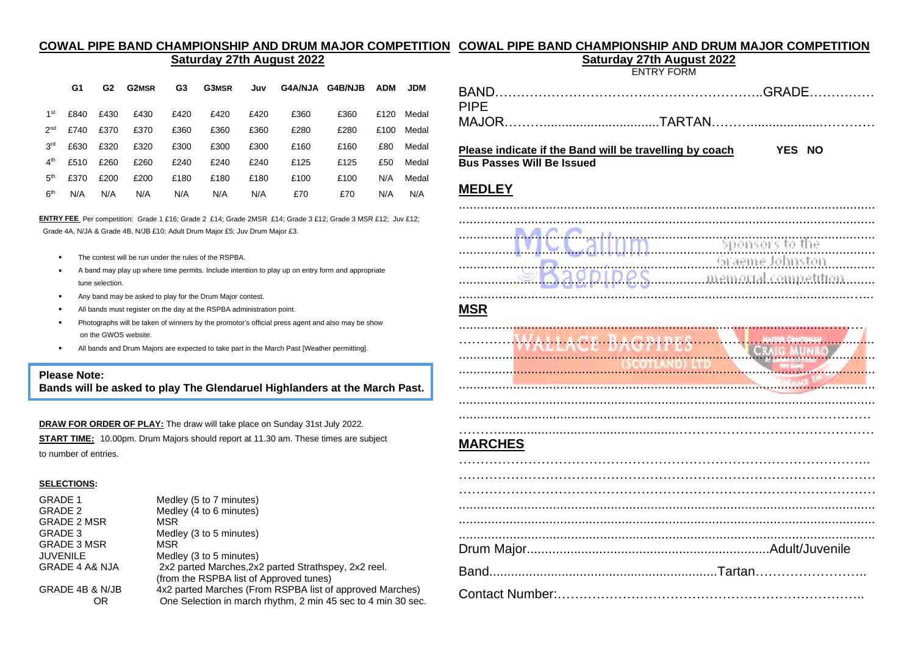## COWAL PIPE BAND CHAMPIONSHIP AND DRUM MAJOR COMPETITION

**Saturday 27th August 2022**

| | G1 | G2 | G2MSR | G3 | G3MSR | Juv | G4A/NJA | G4B/NJB | ADM | JDM |
|---|---|---|---|---|---|---|---|---|---|---|
| 1st | £840 | £430 | £430 | £420 | £420 | £420 | £360 | £360 | £120 | Medal |
| 2nd | £740 | £370 | £370 | £360 | £360 | £360 | £280 | £280 | £100 | Medal |
| 3rd | £630 | £320 | £320 | £300 | £300 | £300 | £160 | £160 | £80 | Medal |
| 4th | £510 | £260 | £260 | £240 | £240 | £240 | £125 | £125 | £50 | Medal |
| 5th | £370 | £200 | £200 | £180 | £180 | £180 | £100 | £100 | N/A | Medal |
| 6th | N/A | N/A | N/A | N/A | N/A | N/A | £70 | £70 | N/A | N/A |

**ENTRY FEE** Per competition: Grade 1 £16; Grade 2 £14; Grade 2MSR £14; Grade 3 £12; Grade 3 MSR £12; Juv £12; Grade 4A, N/JA & Grade 4B, N/JB £10; Adult Drum Major £5; Juv Drum Major £3.

- The contest will be run under the rules of the RSPBA.
- A band may play up where time permits. Include intention to play up on entry form and appropriate tune selection.
- Any band may be asked to play for the Drum Major contest.
- All bands must register on the day at the RSPBA administration point.
- Photographs will be taken of winners by the promotor's official press agent and also may be show on the GWOS website.
- All bands and Drum Majors are expected to take part in the March Past [Weather permitting].

**Please Note:**
**Bands will be asked to play The Glendaruel Highlanders at the March Past.**

**DRAW FOR ORDER OF PLAY:** The draw will take place on Sunday 31st July 2022.

**START TIME:** 10.00pm. Drum Majors should report at 11.30 am. These times are subject to number of entries.

**SELECTIONS:**

| | |
|---|---|
| GRADE 1 | Medley (5 to 7 minutes) |
| GRADE 2 | Medley (4 to 6 minutes) |
| GRADE 2 MSR | MSR |
| GRADE 3 | Medley (3 to 5 minutes) |
| GRADE 3 MSR | MSR |
| JUVENILE | Medley (3 to 5 minutes) |
| GRADE 4 A& NJA | 2x2 parted Marches,2x2 parted Strathspey, 2x2 reel. (from the RSPBA list of Approved tunes) |
| GRADE 4B & N/JB | 4x2 parted Marches (From RSPBA list of approved Marches) |
| OR | One Selection in march rhythm, 2 min 45 sec to 4 min 30 sec. |

## COWAL PIPE BAND CHAMPIONSHIP AND DRUM MAJOR COMPETITION

**Saturday 27th August 2022**

ENTRY FORM

BAND……………………………………………………….GRADE……………

PIPE MAJOR……….............................TARTAN………................…………

**Please indicate if the Band will be travelling by coach** **YES NO**
**Bus Passes Will Be Issued**

### MEDLEY

……………………………………………………………………………………………
……………………………………………………………………………………………
……………………………………………………………………………………………

McCallum Bagpipes — Sponsors to the Graeme Johnston memorial competition

### MSR

……………………………………………………………………………………………
……………………………………………………………………………………………

Wallace Bagpipes (Scotland) Ltd — Craig Munro

### MARCHES

……………………………………………………………………………………………
……………………………………………………………………………………………
……………………………………………………………………………………………

Drum Major...................................................................Adult/Juvenile

Band..............................................................Tartan……………………..

Contact Number:………………………………………………………………..